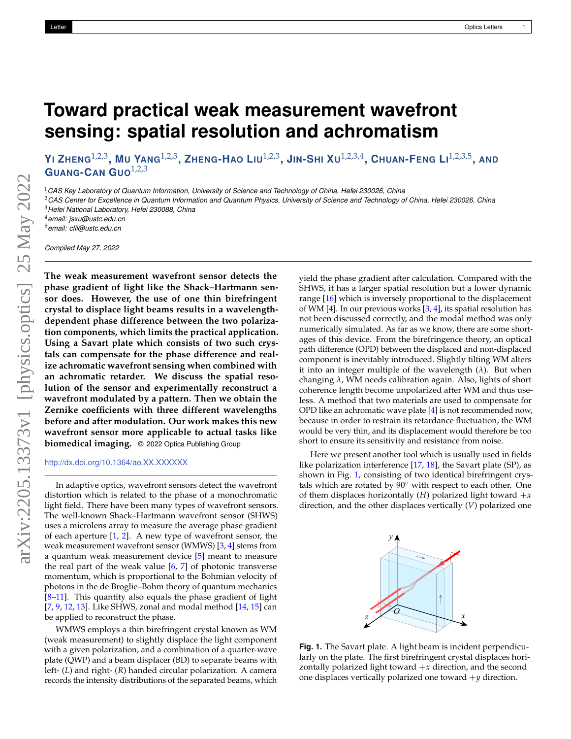# Toward practical weak measurement wavefront sensing: spatial resolution and achromatism

**Yi Zheng**[1,2,3], **Mu Yang**[1,2,3], **Zheng-Hao Liu**[1,2,3], **Jin-Shi Xu**[1,2,3,4], **Chuan-Feng Li**[1,2,3,5], **and Guang-Can Guo**[1,2,3]

[1] CAS Key Laboratory of Quantum Information, University of Science and Technology of China, Hefei 230026, China
[2] CAS Center for Excellence in Quantum Information and Quantum Physics, University of Science and Technology of China, Hefei 230026, China
[3] Hefei National Laboratory, Hefei 230088, China
[4] email: jsxu@ustc.edu.cn
[5] email: cfli@ustc.edu.cn

*Compiled May 27, 2022*

**The weak measurement wavefront sensor detects the phase gradient of light like the Shack–Hartmann sensor does. However, the use of one thin birefringent crystal to displace light beams results in a wavelength-dependent phase difference between the two polarization components, which limits the practical application. Using a Savart plate which consists of two such crystals can compensate for the phase difference and realize achromatic wavefront sensing when combined with an achromatic retarder. We discuss the spatial resolution of the sensor and experimentally reconstruct a wavefront modulated by a pattern. Then we obtain the Zernike coefficients with three different wavelengths before and after modulation. Our work makes this new wavefront sensor more applicable to actual tasks like biomedical imaging.** © 2022 Optica Publishing Group

http://dx.doi.org/10.1364/ao.XX.XXXXXX

In adaptive optics, wavefront sensors detect the wavefront distortion which is related to the phase of a monochromatic light field. There have been many types of wavefront sensors. The well-known Shack–Hartmann wavefront sensor (SHWS) uses a microlens array to measure the average phase gradient of each aperture [1, 2]. A new type of wavefront sensor, the weak measurement wavefront sensor (WMWS) [3, 4] stems from a quantum weak measurement device [5] meant to measure the real part of the weak value [6, 7] of photonic transverse momentum, which is proportional to the Bohmian velocity of photons in the de Broglie–Bohm theory of quantum mechanics [8–11]. This quantity also equals the phase gradient of light [7, 9, 12, 13]. Like SHWS, zonal and modal method [14, 15] can be applied to reconstruct the phase.

WMWS employs a thin birefringent crystal known as WM (weak measurement) to slightly displace the light component with a given polarization, and a combination of a quarter-wave plate (QWP) and a beam displacer (BD) to separate beams with left- ($L$) and right- ($R$) handed circular polarization. A camera records the intensity distributions of the separated beams, which yield the phase gradient after calculation. Compared with the SHWS, it has a larger spatial resolution but a lower dynamic range [16] which is inversely proportional to the displacement of WM [4]. In our previous works [3, 4], its spatial resolution has not been discussed correctly, and the modal method was only numerically simulated. As far as we know, there are some shortages of this device. From the birefringence theory, an optical path difference (OPD) between the displaced and non-displaced component is inevitably introduced. Slightly tilting WM alters it into an integer multiple of the wavelength ($\lambda$). But when changing $\lambda$, WM needs calibration again. Also, lights of short coherence length become unpolarized after WM and thus useless. A method that two materials are used to compensate for OPD like an achromatic wave plate [4] is not recommended now, because in order to restrain its retardance fluctuation, the WM would be very thin, and its displacement would therefore be too short to ensure its sensitivity and resistance from noise.

Here we present another tool which is usually used in fields like polarization interference [17, 18], the Savart plate (SP), as shown in Fig. 1, consisting of two identical birefringent crystals which are rotated by 90° with respect to each other. One of them displaces horizontally ($H$) polarized light toward $+x$ direction, and the other displaces vertically ($V$) polarized one

**Fig. 1.** The Savart plate. A light beam is incident perpendicularly on the plate. The first birefringent crystal displaces horizontally polarized light toward $+x$ direction, and the second one displaces vertically polarized one toward $+y$ direction.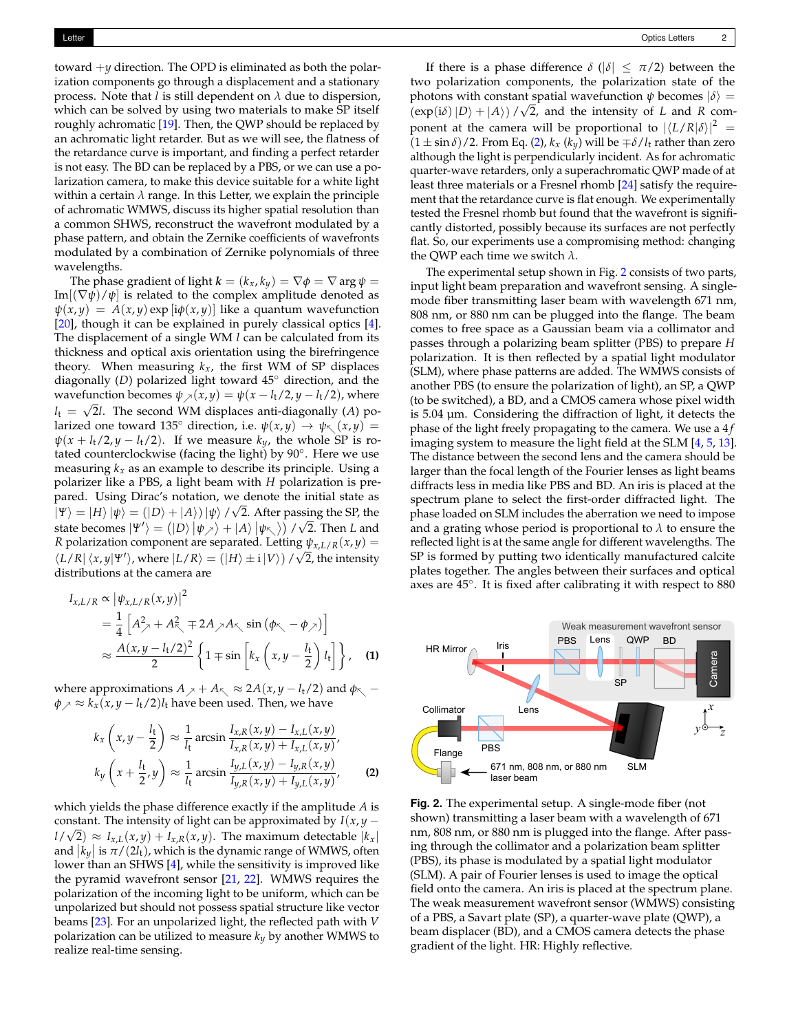toward $+y$ direction. The OPD is eliminated as both the polarization components go through a displacement and a stationary process. Note that $l$ is still dependent on $\lambda$ due to dispersion, which can be solved by using two materials to make SP itself roughly achromatic [19]. Then, the QWP should be replaced by an achromatic light retarder. But as we will see, the flatness of the retardance curve is important, and finding a perfect retarder is not easy. The BD can be replaced by a PBS, or we can use a polarization camera, to make this device suitable for a white light within a certain $\lambda$ range. In this Letter, we explain the principle of achromatic WMWS, discuss its higher spatial resolution than a common SHWS, reconstruct the wavefront modulated by a phase pattern, and obtain the Zernike coefficients of wavefronts modulated by a combination of Zernike polynomials of three wavelengths.

The phase gradient of light $\boldsymbol{k} = (k_x, k_y) = \nabla\phi = \nabla \arg\psi = \mathrm{Im}[(\nabla\psi)/\psi]$ is related to the complex amplitude denoted as $\psi(x,y) = A(x,y)\exp[\mathrm{i}\phi(x,y)]$ like a quantum wavefunction [20], though it can be explained in purely classical optics [4]. The displacement of a single WM $l$ can be calculated from its thickness and optical axis orientation using the birefringence theory. When measuring $k_x$, the first WM of SP displaces diagonally ($D$) polarized light toward 45° direction, and the wavefunction becomes $\psi_{\nearrow}(x,y) = \psi(x - l_\mathrm{t}/2, y - l_\mathrm{t}/2)$, where $l_\mathrm{t} = \sqrt{2}l$. The second WM displaces anti-diagonally ($A$) polarized one toward 135° direction, i.e. $\psi(x,y) \rightarrow \psi_{\nwarrow}(x,y) = \psi(x + l_\mathrm{t}/2, y - l_\mathrm{t}/2)$. If we measure $k_y$, the whole SP is rotated counterclockwise (facing the light) by 90°. Here we use measuring $k_x$ as an example to describe its principle. Using a polarizer like a PBS, a light beam with $H$ polarization is prepared. Using Dirac's notation, we denote the initial state as $|\Psi\rangle = |H\rangle|\psi\rangle = (|D\rangle + |A\rangle)|\psi\rangle/\sqrt{2}$. After passing the SP, the state becomes $|\Psi'\rangle = (|D\rangle|\psi_{\nearrow}\rangle + |A\rangle|\psi_{\nwarrow}\rangle)/\sqrt{2}$. Then $L$ and $R$ polarization component are separated. Letting $\psi_{x,L/R}(x,y) = \langle L/R|\langle x,y|\Psi'\rangle$, where $|L/R\rangle = (|H\rangle \pm \mathrm{i}|V\rangle)/\sqrt{2}$, the intensity distributions at the camera are

$$
\begin{aligned}
I_{x,L/R} &\propto |\psi_{x,L/R}(x,y)|^2 \\
&= \frac{1}{4}\left[A_{\nearrow}^2 + A_{\nwarrow}^2 \mp 2A_{\nearrow}A_{\nwarrow}\sin(\phi_{\nwarrow} - \phi_{\nearrow})\right] \\
&\approx \frac{A(x, y - l_\mathrm{t}/2)^2}{2}\left\{1 \mp \sin\left[k_x\left(x, y - \frac{l_\mathrm{t}}{2}\right)l_\mathrm{t}\right]\right\}, \quad (1)
\end{aligned}
$$

where approximations $A_{\nearrow} + A_{\nwarrow} \approx 2A(x, y - l_\mathrm{t}/2)$ and $\phi_{\nwarrow} - \phi_{\nearrow} \approx k_x(x, y - l_\mathrm{t}/2)l_\mathrm{t}$ have been used. Then, we have

$$
\begin{aligned}
k_x\left(x, y - \frac{l_\mathrm{t}}{2}\right) &\approx \frac{1}{l_\mathrm{t}}\arcsin\frac{I_{x,R}(x,y) - I_{x,L}(x,y)}{I_{x,R}(x,y) + I_{x,L}(x,y)}, \\
k_y\left(x + \frac{l_\mathrm{t}}{2}, y\right) &\approx \frac{1}{l_\mathrm{t}}\arcsin\frac{I_{y,L}(x,y) - I_{y,R}(x,y)}{I_{y,R}(x,y) + I_{y,L}(x,y)}, \quad (2)
\end{aligned}
$$

which yields the phase difference exactly if the amplitude $A$ is constant. The intensity of light can be approximated by $I(x, y - l/\sqrt{2}) \approx I_{x,L}(x,y) + I_{x,R}(x,y)$. The maximum detectable $|k_x|$ and $|k_y|$ is $\pi/(2l_\mathrm{t})$, which is the dynamic range of WMWS, often lower than an SHWS [4], while the sensitivity is improved like the pyramid wavefront sensor [21, 22]. WMWS requires the polarization of the incoming light to be uniform, which can be unpolarized but should not possess spatial structure like vector beams [23]. For an unpolarized light, the reflected path with $V$ polarization can be utilized to measure $k_y$ by another WMWS to realize real-time sensing.

If there is a phase difference $\delta$ ($|\delta| \leq \pi/2$) between the two polarization components, the polarization state of the photons with constant spatial wavefunction $\psi$ becomes $|\delta\rangle = (\exp(\mathrm{i}\delta)|D\rangle + |A\rangle)/\sqrt{2}$, and the intensity of $L$ and $R$ component at the camera will be proportional to $|\langle L/R|\delta\rangle|^2 = (1 \pm \sin\delta)/2$. From Eq. (2), $k_x$ ($k_y$) will be $\mp\delta/l_\mathrm{t}$ rather than zero although the light is perpendicularly incident. As for achromatic quarter-wave retarders, only a superachromatic QWP made of at least three materials or a Fresnel rhomb [24] satisfy the requirement that the retardance curve is flat enough. We experimentally tested the Fresnel rhomb but found that the wavefront is significantly distorted, possibly because its surfaces are not perfectly flat. So, our experiments use a compromising method: changing the QWP each time we switch $\lambda$.

The experimental setup shown in Fig. 2 consists of two parts, input light beam preparation and wavefront sensing. A single-mode fiber transmitting laser beam with wavelength 671 nm, 808 nm, or 880 nm can be plugged into the flange. The beam comes to free space as a Gaussian beam via a collimator and passes through a polarizing beam splitter (PBS) to prepare $H$ polarization. It is then reflected by a spatial light modulator (SLM), where phase patterns are added. The WMWS consists of another PBS (to ensure the polarization of light), an SP, a QWP (to be switched), a BD, and a CMOS camera whose pixel width is 5.04 µm. Considering the diffraction of light, it detects the phase of the light freely propagating to the camera. We use a $4f$ imaging system to measure the light field at the SLM [4, 5, 13]. The distance between the second lens and the camera should be larger than the focal length of the Fourier lenses as light beams diffracts less in media like PBS and BD. An iris is placed at the spectrum plane to select the first-order diffracted light. The phase loaded on SLM includes the aberration we need to impose and a grating whose period is proportional to $\lambda$ to ensure the reflected light is at the same angle for different wavelengths. The SP is formed by putting two identically manufactured calcite plates together. The angles between their surfaces and optical axes are 45°. It is fixed after calibrating it with respect to 880

**Fig. 2.** The experimental setup. A single-mode fiber (not shown) transmitting a laser beam with a wavelength of 671 nm, 808 nm, or 880 nm is plugged into the flange. After passing through the collimator and a polarization beam splitter (PBS), its phase is modulated by a spatial light modulator (SLM). A pair of Fourier lenses is used to image the optical field onto the camera. An iris is placed at the spectrum plane. The weak measurement wavefront sensor (WMWS) consisting of a PBS, a Savart plate (SP), a quarter-wave plate (QWP), a beam displacer (BD), and a CMOS camera detects the phase gradient of the light. HR: Highly reflective.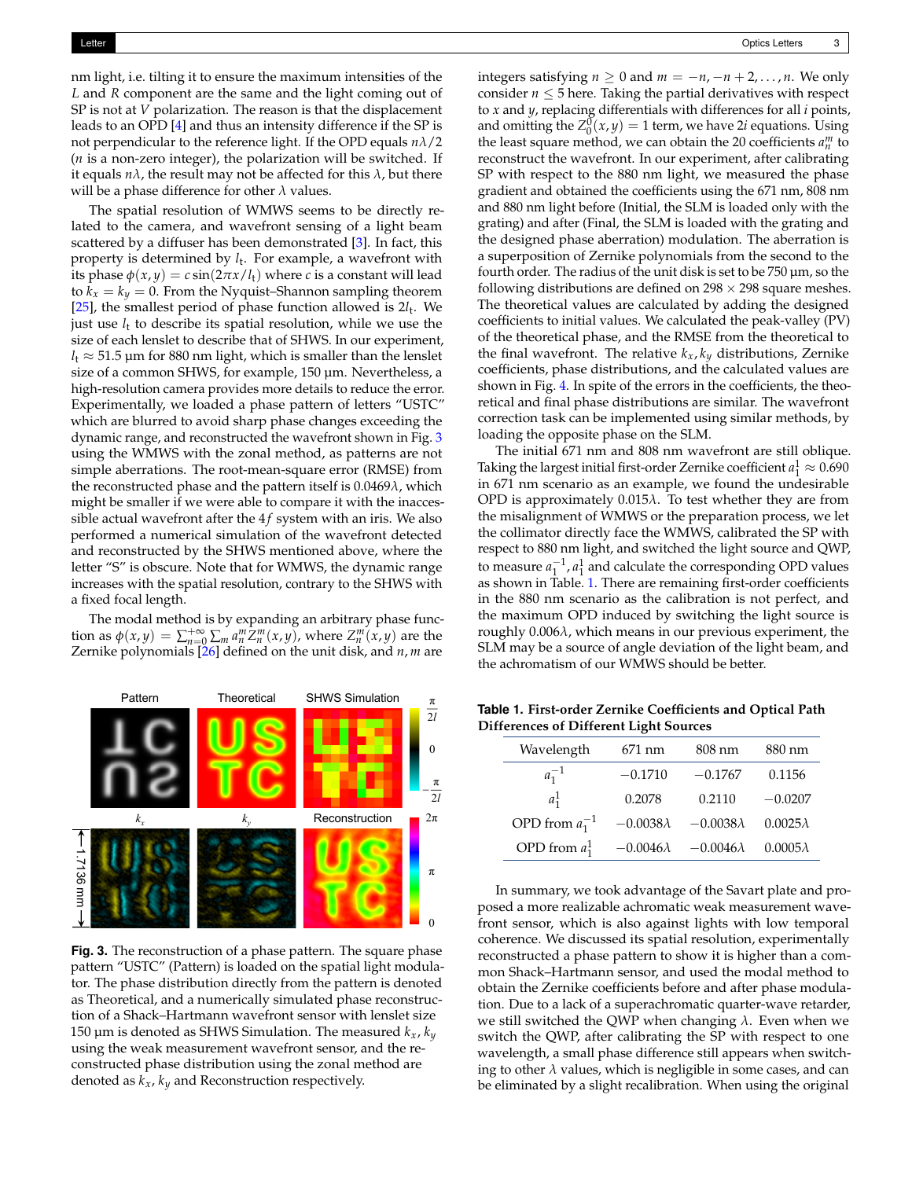nm light, i.e. tilting it to ensure the maximum intensities of the $L$ and $R$ component are the same and the light coming out of SP is not at $V$ polarization. The reason is that the displacement leads to an OPD [4] and thus an intensity difference if the SP is not perpendicular to the reference light. If the OPD equals $n\lambda/2$ ($n$ is a non-zero integer), the polarization will be switched. If it equals $n\lambda$, the result may not be affected for this $\lambda$, but there will be a phase difference for other $\lambda$ values.

The spatial resolution of WMWS seems to be directly related to the camera, and wavefront sensing of a light beam scattered by a diffuser has been demonstrated [3]. In fact, this property is determined by $l_t$. For example, a wavefront with its phase $\phi(x, y) = c \sin(2\pi x/l_t)$ where $c$ is a constant will lead to $k_x = k_y = 0$. From the Nyquist–Shannon sampling theorem [25], the smallest period of phase function allowed is $2l_t$. We just use $l_t$ to describe its spatial resolution, while we use the size of each lenslet to describe that of SHWS. In our experiment, $l_t \approx 51.5$ µm for 880 nm light, which is smaller than the lenslet size of a common SHWS, for example, 150 µm. Nevertheless, a high-resolution camera provides more details to reduce the error. Experimentally, we loaded a phase pattern of letters "USTC" which are blurred to avoid sharp phase changes exceeding the dynamic range, and reconstructed the wavefront shown in Fig. 3 using the WMWS with the zonal method, as patterns are not simple aberrations. The root-mean-square error (RMSE) from the reconstructed phase and the pattern itself is $0.0469\lambda$, which might be smaller if we were able to compare it with the inaccessible actual wavefront after the $4f$ system with an iris. We also performed a numerical simulation of the wavefront detected and reconstructed by the SHWS mentioned above, where the letter "S" is obscure. Note that for WMWS, the dynamic range increases with the spatial resolution, contrary to the SHWS with a fixed focal length.

The modal method is by expanding an arbitrary phase function as $\phi(x, y) = \sum_{n=0}^{+\infty} \sum_m a_n^m Z_n^m(x, y)$, where $Z_n^m(x, y)$ are the Zernike polynomials [26] defined on the unit disk, and $n, m$ are integers satisfying $n \geq 0$ and $m = -n, -n+2, \ldots, n$. We only consider $n \leq 5$ here. Taking the partial derivatives with respect to $x$ and $y$, replacing differentials with differences for all $i$ points, and omitting the $Z_0^0(x, y) = 1$ term, we have $2i$ equations. Using the least square method, we can obtain the 20 coefficients $a_n^m$ to reconstruct the wavefront. In our experiment, after calibrating SP with respect to the 880 nm light, we measured the phase gradient and obtained the coefficients using the 671 nm, 808 nm and 880 nm light before (Initial, the SLM is loaded only with the grating) and after (Final, the SLM is loaded with the grating and the designed phase aberration) modulation. The aberration is a superposition of Zernike polynomials from the second to the fourth order. The radius of the unit disk is set to be 750 µm, so the following distributions are defined on 298 × 298 square meshes. The theoretical values are calculated by adding the designed coefficients to initial values. We calculated the peak-valley (PV) of the theoretical phase, and the RMSE from the theoretical to the final wavefront. The relative $k_x, k_y$ distributions, Zernike coefficients, phase distributions, and the calculated values are shown in Fig. 4. In spite of the errors in the coefficients, the theoretical and final phase distributions are similar. The wavefront correction task can be implemented using similar methods, by loading the opposite phase on the SLM.

The initial 671 nm and 808 nm wavefront are still oblique. Taking the largest initial first-order Zernike coefficient $a_1^1 \approx 0.690$ in 671 nm scenario as an example, we found the undesirable OPD is approximately $0.015\lambda$. To test whether they are from the misalignment of WMWS or the preparation process, we let the collimator directly face the WMWS, calibrated the SP with respect to 880 nm light, and switched the light source and QWP, to measure $a_1^{-1}, a_1^1$ and calculate the corresponding OPD values as shown in Table. 1. There are remaining first-order coefficients in the 880 nm scenario as the calibration is not perfect, and the maximum OPD induced by switching the light source is roughly $0.006\lambda$, which means in our previous experiment, the SLM may be a source of angle deviation of the light beam, and the achromatism of our WMWS should be better.

**Fig. 3.** The reconstruction of a phase pattern. The square phase pattern "USTC" (Pattern) is loaded on the spatial light modulator. The phase distribution directly from the pattern is denoted as Theoretical, and a numerically simulated phase reconstruction of a Shack–Hartmann wavefront sensor with lenslet size 150 µm is denoted as SHWS Simulation. The measured $k_x, k_y$ using the weak measurement wavefront sensor, and the reconstructed phase distribution using the zonal method are denoted as $k_x, k_y$ and Reconstruction respectively.

**Table 1. First-order Zernike Coefficients and Optical Path Differences of Different Light Sources**

| Wavelength | 671 nm | 808 nm | 880 nm |
|---|---|---|---|
| $a_1^{-1}$ | −0.1710 | −0.1767 | 0.1156 |
| $a_1^1$ | 0.2078 | 0.2110 | −0.0207 |
| OPD from $a_1^{-1}$ | $-0.0038\lambda$ | $-0.0038\lambda$ | $0.0025\lambda$ |
| OPD from $a_1^1$ | $-0.0046\lambda$ | $-0.0046\lambda$ | $0.0005\lambda$ |

In summary, we took advantage of the Savart plate and proposed a more realizable achromatic weak measurement wavefront sensor, which is also against lights with low temporal coherence. We discussed its spatial resolution, experimentally reconstructed a phase pattern to show it is higher than a common Shack–Hartmann sensor, and used the modal method to obtain the Zernike coefficients before and after phase modulation. Due to a lack of a superachromatic quarter-wave retarder, we still switched the QWP when changing $\lambda$. Even when we switch the QWP, after calibrating the SP with respect to one wavelength, a small phase difference still appears when switching to other $\lambda$ values, which is negligible in some cases, and can be eliminated by a slight recalibration. When using the original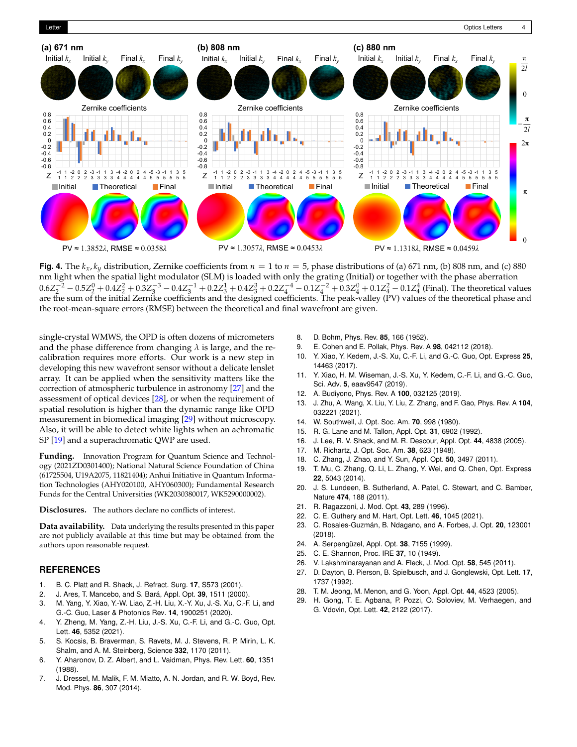(a) 671 nm

Initial $k_x$ Initial $k_y$ Final $k_x$ Final $k_y$

Zernike coefficients

0.8 0.6 0.4 0.2 0 -0.2 -0.4 -0.6 -0.8

Z -1 1 -2 0 2 -3 -1 1 3 -4 -2 0 2 4 -5 -3 -1 1 3 5 / 1 1 2 2 2 3 3 3 3 4 4 4 4 4 5 5 5 5 5 5

Initial Theoretical Final

PV ≈ 1.3852λ, RMSE ≈ 0.0358λ

(b) 808 nm

Initial $k_x$ Initial $k_y$ Final $k_x$ Final $k_y$

Zernike coefficients

Initial Theoretical Final

PV ≈ 1.3057λ, RMSE ≈ 0.0453λ

(c) 880 nm

Initial $k_x$ Initial $k_y$ Final $k_x$ Final $k_y$

Zernike coefficients

Initial Theoretical Final

PV ≈ 1.1318λ, RMSE ≈ 0.0459λ

$\frac{\pi}{2l}$ 0 $-\frac{\pi}{2l}$

2π π 0

**Fig. 4.** The $k_x, k_y$ distribution, Zernike coefficients from $n = 1$ to $n = 5$, phase distributions of (a) 671 nm, (b) 808 nm, and (c) 880 nm light when the spatial light modulator (SLM) is loaded with only the grating (Initial) or together with the phase aberration $0.6Z_2^{-2} - 0.5Z_2^0 + 0.4Z_2^2 + 0.3Z_3^{-3} - 0.4Z_3^{-1} + 0.2Z_3^1 + 0.4Z_3^3 + 0.2Z_4^{-4} - 0.1Z_4^{-2} + 0.3Z_4^0 + 0.1Z_4^2 - 0.1Z_4^4$ (Final). The theoretical values are the sum of the initial Zernike coefficients and the designed coefficients. The peak-valley (PV) values of the theoretical phase and the root-mean-square errors (RMSE) between the theoretical and final wavefront are given.

single-crystal WMWS, the OPD is often dozens of micrometers and the phase difference from changing $\lambda$ is large, and the re-calibration requires more efforts. Our work is a new step in developing this new wavefront sensor without a delicate lenslet array. It can be applied when the sensitivity matters like the correction of atmospheric turbulence in astronomy [27] and the assessment of optical devices [28], or when the requirement of spatial resolution is higher than the dynamic range like OPD measurement in biomedical imaging [29] without microscopy. Also, it will be able to detect white lights when an achromatic SP [19] and a superachromatic QWP are used.

**Funding.** Innovation Program for Quantum Science and Technology (2021ZD0301400); National Natural Science Foundation of China (61725504, U19A2075, 11821404); Anhui Initiative in Quantum Information Technologies (AHY020100, AHY060300); Fundamental Research Funds for the Central Universities (WK2030380017, WK5290000002).

**Disclosures.** The authors declare no conflicts of interest.

**Data availability.** Data underlying the results presented in this paper are not publicly available at this time but may be obtained from the authors upon reasonable request.

## REFERENCES

1. B. C. Platt and R. Shack, J. Refract. Surg. **17**, S573 (2001).
2. J. Ares, T. Mancebo, and S. Bará, Appl. Opt. **39**, 1511 (2000).
3. M. Yang, Y. Xiao, Y.-W. Liao, Z.-H. Liu, X.-Y. Xu, J.-S. Xu, C.-F. Li, and G.-C. Guo, Laser & Photonics Rev. **14**, 1900251 (2020).
4. Y. Zheng, M. Yang, Z.-H. Liu, J.-S. Xu, C.-F. Li, and G.-C. Guo, Opt. Lett. **46**, 5352 (2021).
5. S. Kocsis, B. Braverman, S. Ravets, M. J. Stevens, R. P. Mirin, L. K. Shalm, and A. M. Steinberg, Science **332**, 1170 (2011).
6. Y. Aharonov, D. Z. Albert, and L. Vaidman, Phys. Rev. Lett. **60**, 1351 (1988).
7. J. Dressel, M. Malik, F. M. Miatto, A. N. Jordan, and R. W. Boyd, Rev. Mod. Phys. **86**, 307 (2014).
8. D. Bohm, Phys. Rev. **85**, 166 (1952).
9. E. Cohen and E. Pollak, Phys. Rev. A **98**, 042112 (2018).
10. Y. Xiao, Y. Kedem, J.-S. Xu, C.-F. Li, and G.-C. Guo, Opt. Express **25**, 14463 (2017).
11. Y. Xiao, H. M. Wiseman, J.-S. Xu, Y. Kedem, C.-F. Li, and G.-C. Guo, Sci. Adv. **5**, eaav9547 (2019).
12. A. Budiyono, Phys. Rev. A **100**, 032125 (2019).
13. J. Zhu, A. Wang, X. Liu, Y. Liu, Z. Zhang, and F. Gao, Phys. Rev. A **104**, 032221 (2021).
14. W. Southwell, J. Opt. Soc. Am. **70**, 998 (1980).
15. R. G. Lane and M. Tallon, Appl. Opt. **31**, 6902 (1992).
16. J. Lee, R. V. Shack, and M. R. Descour, Appl. Opt. **44**, 4838 (2005).
17. M. Richartz, J. Opt. Soc. Am. **38**, 623 (1948).
18. C. Zhang, J. Zhao, and Y. Sun, Appl. Opt. **50**, 3497 (2011).
19. T. Mu, C. Zhang, Q. Li, L. Zhang, Y. Wei, and Q. Chen, Opt. Express **22**, 5043 (2014).
20. J. S. Lundeen, B. Sutherland, A. Patel, C. Stewart, and C. Bamber, Nature **474**, 188 (2011).
21. R. Ragazzoni, J. Mod. Opt. **43**, 289 (1996).
22. C. E. Guthery and M. Hart, Opt. Lett. **46**, 1045 (2021).
23. C. Rosales-Guzmán, B. Ndagano, and A. Forbes, J. Opt. **20**, 123001 (2018).
24. A. Serpengüzel, Appl. Opt. **38**, 7155 (1999).
25. C. E. Shannon, Proc. IRE **37**, 10 (1949).
26. V. Lakshminarayanan and A. Fleck, J. Mod. Opt. **58**, 545 (2011).
27. D. Dayton, B. Pierson, B. Spielbusch, and J. Gonglewski, Opt. Lett. **17**, 1737 (1992).
28. T. M. Jeong, M. Menon, and G. Yoon, Appl. Opt. **44**, 4523 (2005).
29. H. Gong, T. E. Agbana, P. Pozzi, O. Soloviev, M. Verhaegen, and G. Vdovin, Opt. Lett. **42**, 2122 (2017).